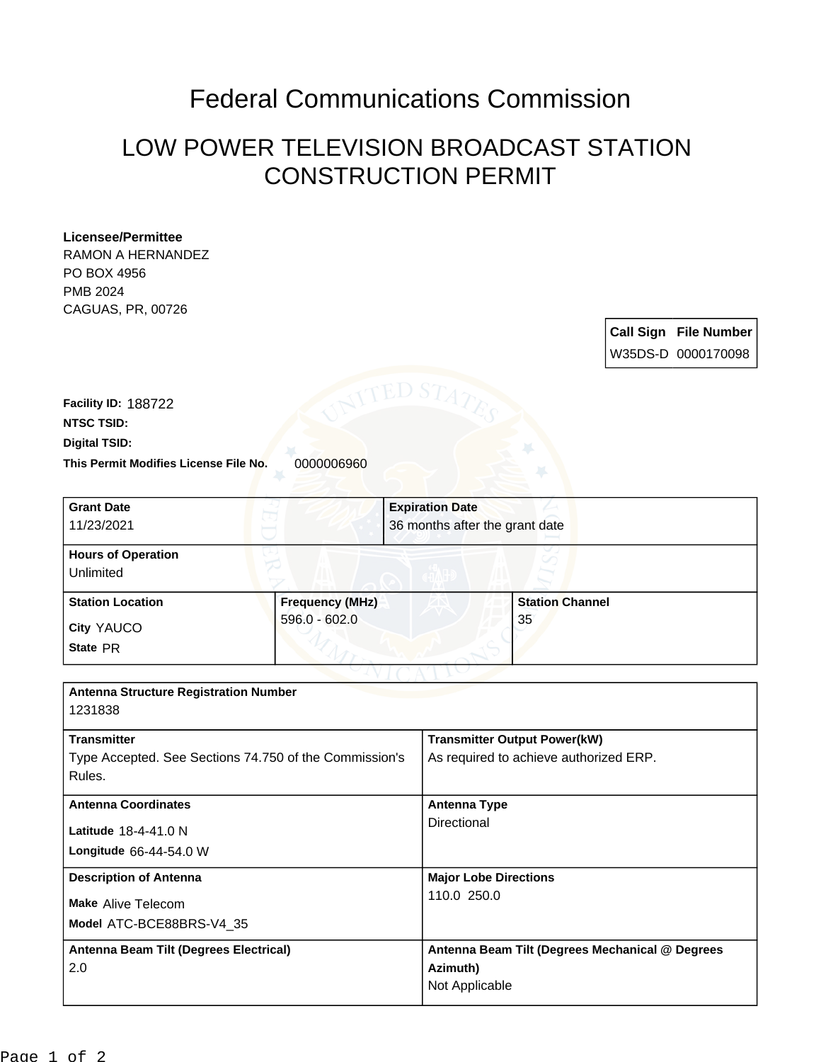# Federal Communications Commission

## LOW POWER TELEVISION BROADCAST STATION CONSTRUCTION PERMIT

**Licensee/Permittee**
RAMON A HERNANDEZ
PO BOX 4956
PMB 2024
CAGUAS, PR, 00726

| Call Sign | File Number |
|---|---|
| W35DS-D | 0000170098 |

**Facility ID:** 188722
**NTSC TSID:**
**Digital TSID:**
**This Permit Modifies License File No.** 0000006960

| Grant Date | Expiration Date | |
|---|---|---|
| 11/23/2021 | 36 months after the grant date | |
| **Hours of Operation** | | |
| Unlimited | | |
| **Station Location** | **Frequency (MHz)** | **Station Channel** |
| City YAUCO<br>State PR | 596.0 - 602.0 | 35 |

| Antenna Structure Registration Number | |
|---|---|
| 1231838 | |
| **Transmitter** | **Transmitter Output Power(kW)** |
| Type Accepted. See Sections 74.750 of the Commission's Rules. | As required to achieve authorized ERP. |
| **Antenna Coordinates** | **Antenna Type** |
| Latitude 18-4-41.0 N<br>Longitude 66-44-54.0 W | Directional |
| **Description of Antenna** | **Major Lobe Directions** |
| Make Alive Telecom<br>Model ATC-BCE88BRS-V4_35 | 110.0 250.0 |
| **Antenna Beam Tilt (Degrees Electrical)** | **Antenna Beam Tilt (Degrees Mechanical @ Degrees Azimuth)** |
| 2.0 | Not Applicable |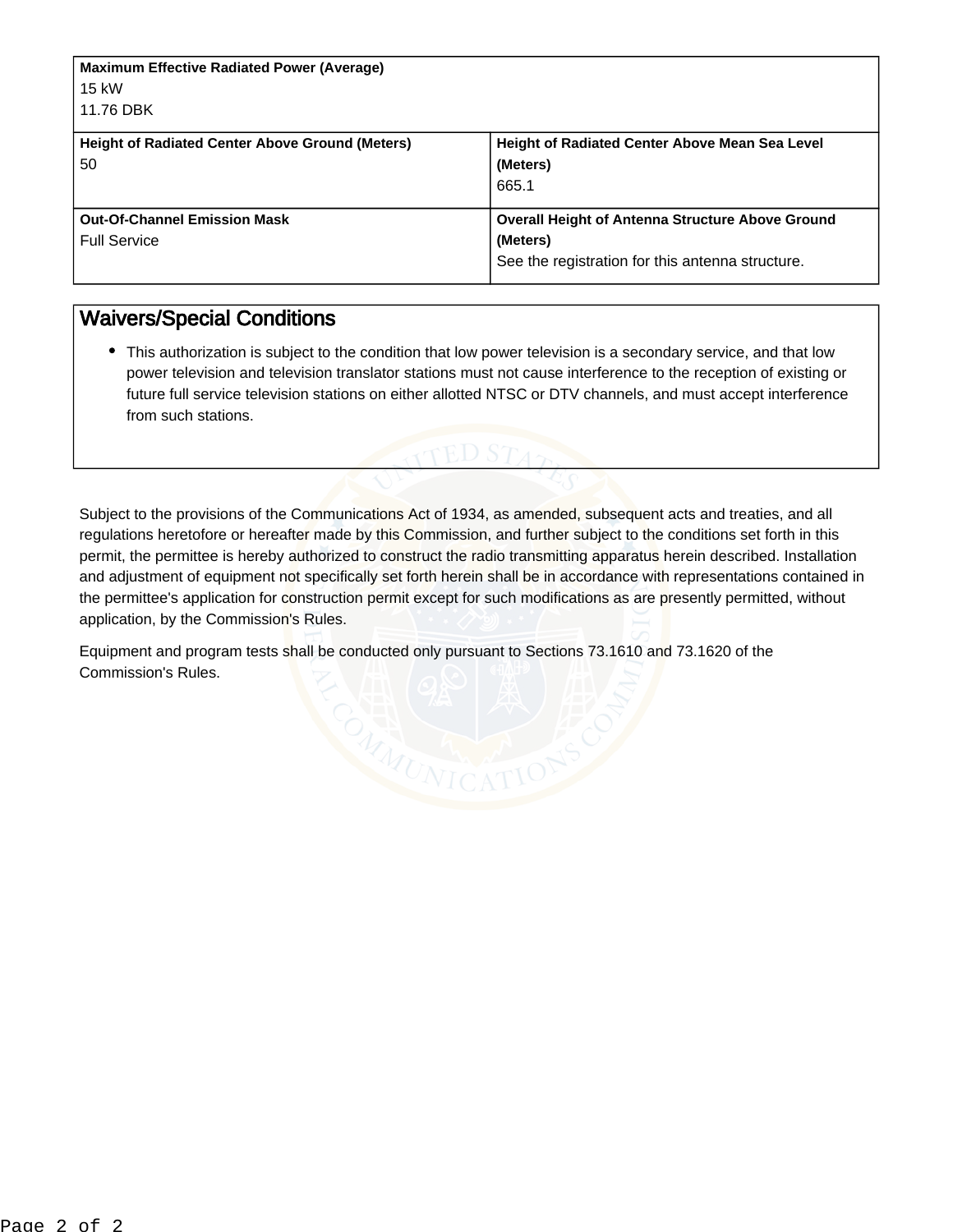| | |
|---|---|
| **Maximum Effective Radiated Power (Average)**<br>15 kW<br>11.76 DBK | |
| **Height of Radiated Center Above Ground (Meters)**<br>50 | **Height of Radiated Center Above Mean Sea Level (Meters)**<br>665.1 |
| **Out-Of-Channel Emission Mask**<br>Full Service | **Overall Height of Antenna Structure Above Ground (Meters)**<br>See the registration for this antenna structure. |

## Waivers/Special Conditions

- This authorization is subject to the condition that low power television is a secondary service, and that low power television and television translator stations must not cause interference to the reception of existing or future full service television stations on either allotted NTSC or DTV channels, and must accept interference from such stations.

Subject to the provisions of the Communications Act of 1934, as amended, subsequent acts and treaties, and all regulations heretofore or hereafter made by this Commission, and further subject to the conditions set forth in this permit, the permittee is hereby authorized to construct the radio transmitting apparatus herein described. Installation and adjustment of equipment not specifically set forth herein shall be in accordance with representations contained in the permittee's application for construction permit except for such modifications as are presently permitted, without application, by the Commission's Rules.

Equipment and program tests shall be conducted only pursuant to Sections 73.1610 and 73.1620 of the Commission's Rules.